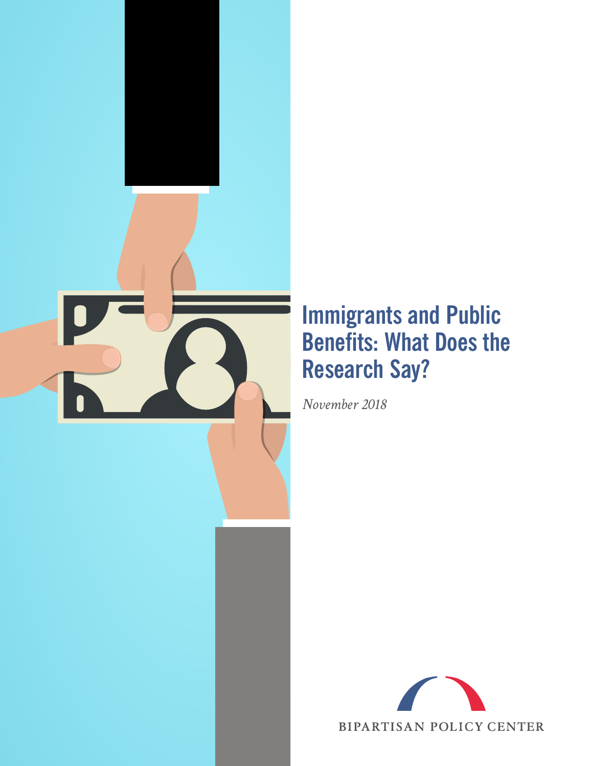# Immigrants and Public Benefits: What Does the Research Say?

*November 2018*

BIPARTISAN POLICY CENTER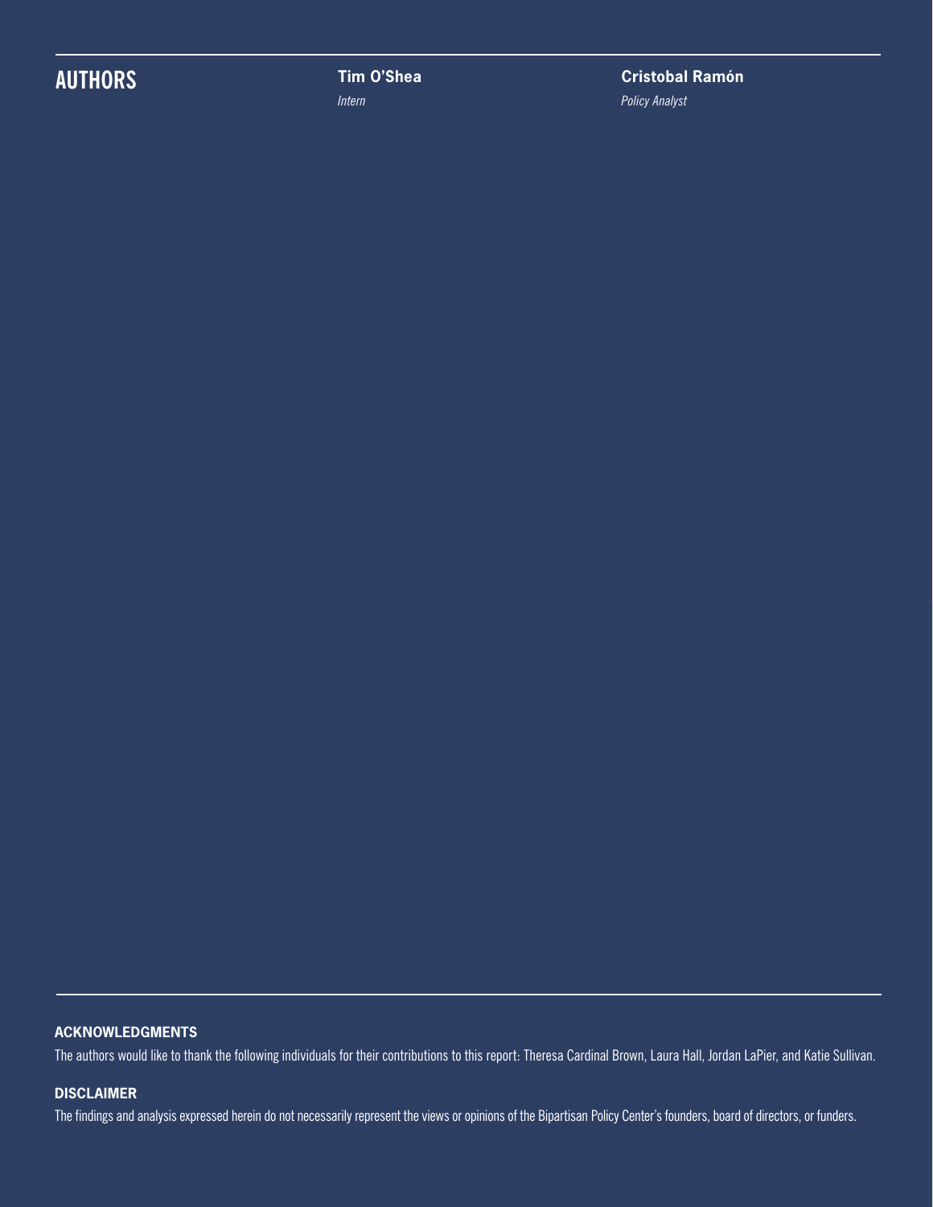## AUTHORS

**Tim O'Shea**
*Intern*

**Cristobal Ramón**
*Policy Analyst*

### ACKNOWLEDGMENTS

The authors would like to thank the following individuals for their contributions to this report: Theresa Cardinal Brown, Laura Hall, Jordan LaPier, and Katie Sullivan.

### DISCLAIMER

The findings and analysis expressed herein do not necessarily represent the views or opinions of the Bipartisan Policy Center's founders, board of directors, or funders.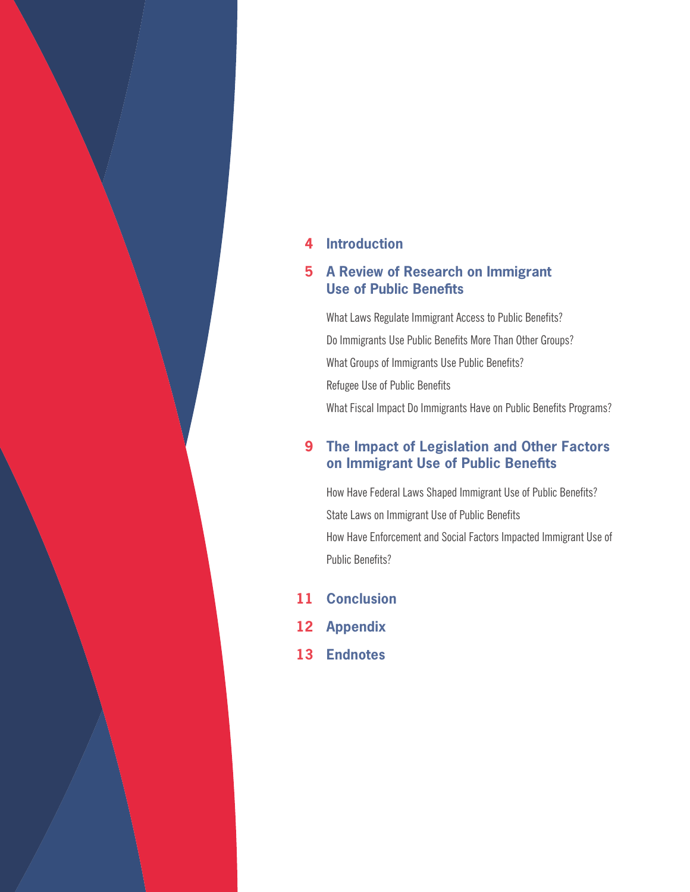**4** **Introduction**

**5** **A Review of Research on Immigrant Use of Public Benefits**

- What Laws Regulate Immigrant Access to Public Benefits?
- Do Immigrants Use Public Benefits More Than Other Groups?
- What Groups of Immigrants Use Public Benefits?
- Refugee Use of Public Benefits
- What Fiscal Impact Do Immigrants Have on Public Benefits Programs?

**9** **The Impact of Legislation and Other Factors on Immigrant Use of Public Benefits**

- How Have Federal Laws Shaped Immigrant Use of Public Benefits?
- State Laws on Immigrant Use of Public Benefits
- How Have Enforcement and Social Factors Impacted Immigrant Use of Public Benefits?

**11** **Conclusion**

**12** **Appendix**

**13** **Endnotes**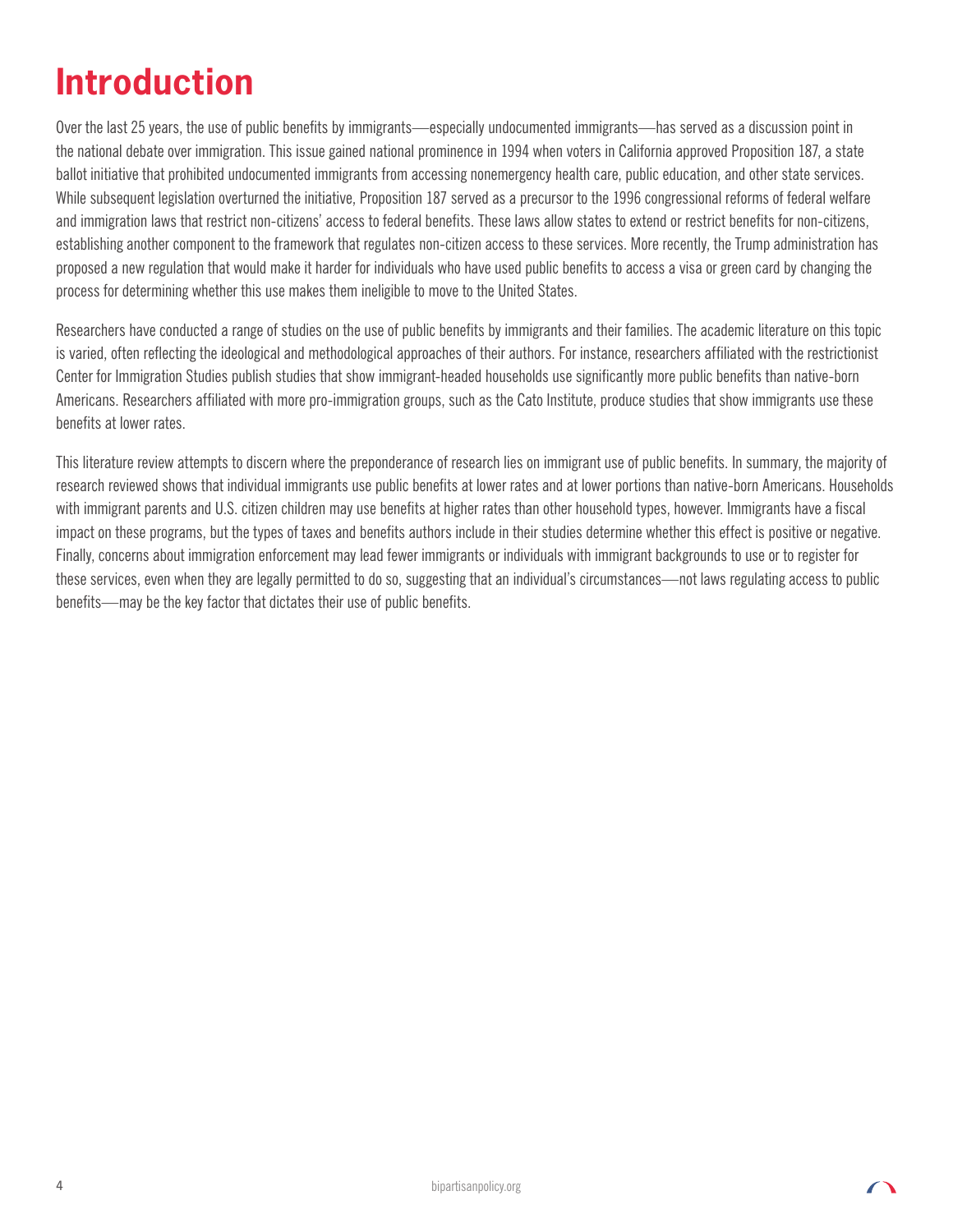# Introduction

Over the last 25 years, the use of public benefits by immigrants—especially undocumented immigrants—has served as a discussion point in the national debate over immigration. This issue gained national prominence in 1994 when voters in California approved Proposition 187, a state ballot initiative that prohibited undocumented immigrants from accessing nonemergency health care, public education, and other state services. While subsequent legislation overturned the initiative, Proposition 187 served as a precursor to the 1996 congressional reforms of federal welfare and immigration laws that restrict non-citizens' access to federal benefits. These laws allow states to extend or restrict benefits for non-citizens, establishing another component to the framework that regulates non-citizen access to these services. More recently, the Trump administration has proposed a new regulation that would make it harder for individuals who have used public benefits to access a visa or green card by changing the process for determining whether this use makes them ineligible to move to the United States.

Researchers have conducted a range of studies on the use of public benefits by immigrants and their families. The academic literature on this topic is varied, often reflecting the ideological and methodological approaches of their authors. For instance, researchers affiliated with the restrictionist Center for Immigration Studies publish studies that show immigrant-headed households use significantly more public benefits than native-born Americans. Researchers affiliated with more pro-immigration groups, such as the Cato Institute, produce studies that show immigrants use these benefits at lower rates.

This literature review attempts to discern where the preponderance of research lies on immigrant use of public benefits. In summary, the majority of research reviewed shows that individual immigrants use public benefits at lower rates and at lower portions than native-born Americans. Households with immigrant parents and U.S. citizen children may use benefits at higher rates than other household types, however. Immigrants have a fiscal impact on these programs, but the types of taxes and benefits authors include in their studies determine whether this effect is positive or negative. Finally, concerns about immigration enforcement may lead fewer immigrants or individuals with immigrant backgrounds to use or to register for these services, even when they are legally permitted to do so, suggesting that an individual's circumstances—not laws regulating access to public benefits—may be the key factor that dictates their use of public benefits.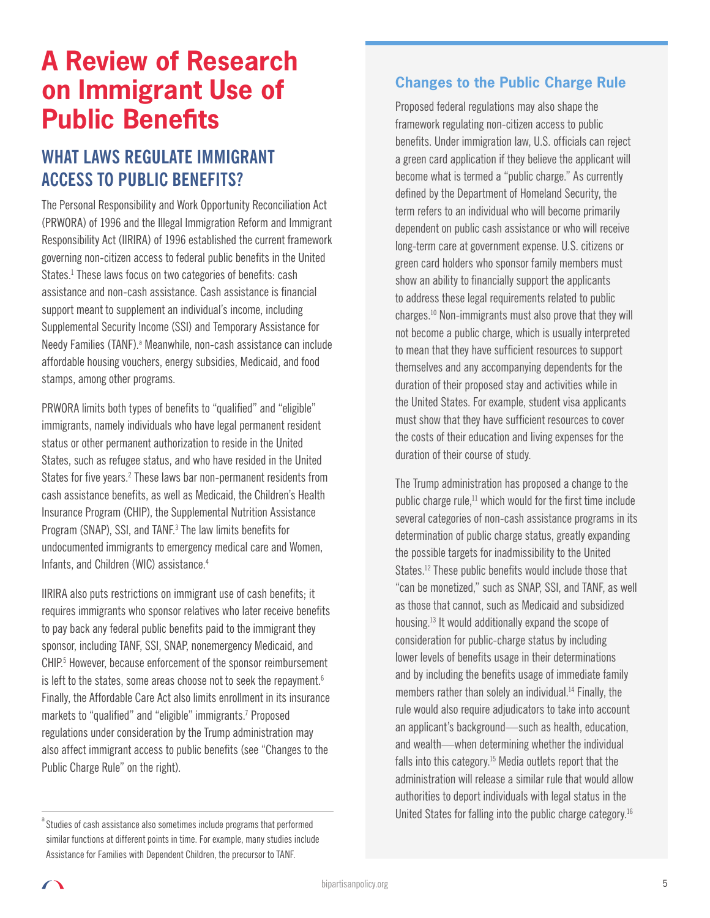# A Review of Research on Immigrant Use of Public Benefits

## WHAT LAWS REGULATE IMMIGRANT ACCESS TO PUBLIC BENEFITS?

The Personal Responsibility and Work Opportunity Reconciliation Act (PRWORA) of 1996 and the Illegal Immigration Reform and Immigrant Responsibility Act (IIRIRA) of 1996 established the current framework governing non-citizen access to federal public benefits in the United States.[1] These laws focus on two categories of benefits: cash assistance and non-cash assistance. Cash assistance is financial support meant to supplement an individual's income, including Supplemental Security Income (SSI) and Temporary Assistance for Needy Families (TANF).[a] Meanwhile, non-cash assistance can include affordable housing vouchers, energy subsidies, Medicaid, and food stamps, among other programs.

PRWORA limits both types of benefits to "qualified" and "eligible" immigrants, namely individuals who have legal permanent resident status or other permanent authorization to reside in the United States, such as refugee status, and who have resided in the United States for five years.[2] These laws bar non-permanent residents from cash assistance benefits, as well as Medicaid, the Children's Health Insurance Program (CHIP), the Supplemental Nutrition Assistance Program (SNAP), SSI, and TANF.[3] The law limits benefits for undocumented immigrants to emergency medical care and Women, Infants, and Children (WIC) assistance.[4]

IIRIRA also puts restrictions on immigrant use of cash benefits; it requires immigrants who sponsor relatives who later receive benefits to pay back any federal public benefits paid to the immigrant they sponsor, including TANF, SSI, SNAP, nonemergency Medicaid, and CHIP.[5] However, because enforcement of the sponsor reimbursement is left to the states, some areas choose not to seek the repayment.[6] Finally, the Affordable Care Act also limits enrollment in its insurance markets to "qualified" and "eligible" immigrants.[7] Proposed regulations under consideration by the Trump administration may also affect immigrant access to public benefits (see "Changes to the Public Charge Rule" on the right).

[a] Studies of cash assistance also sometimes include programs that performed similar functions at different points in time. For example, many studies include Assistance for Families with Dependent Children, the precursor to TANF.

### Changes to the Public Charge Rule

Proposed federal regulations may also shape the framework regulating non-citizen access to public benefits. Under immigration law, U.S. officials can reject a green card application if they believe the applicant will become what is termed a "public charge." As currently defined by the Department of Homeland Security, the term refers to an individual who will become primarily dependent on public cash assistance or who will receive long-term care at government expense. U.S. citizens or green card holders who sponsor family members must show an ability to financially support the applicants to address these legal requirements related to public charges.[10] Non-immigrants must also prove that they will not become a public charge, which is usually interpreted to mean that they have sufficient resources to support themselves and any accompanying dependents for the duration of their proposed stay and activities while in the United States. For example, student visa applicants must show that they have sufficient resources to cover the costs of their education and living expenses for the duration of their course of study.

The Trump administration has proposed a change to the public charge rule,[11] which would for the first time include several categories of non-cash assistance programs in its determination of public charge status, greatly expanding the possible targets for inadmissibility to the United States.[12] These public benefits would include those that "can be monetized," such as SNAP, SSI, and TANF, as well as those that cannot, such as Medicaid and subsidized housing.[13] It would additionally expand the scope of consideration for public-charge status by including lower levels of benefits usage in their determinations and by including the benefits usage of immediate family members rather than solely an individual.[14] Finally, the rule would also require adjudicators to take into account an applicant's background—such as health, education, and wealth—when determining whether the individual falls into this category.[15] Media outlets report that the administration will release a similar rule that would allow authorities to deport individuals with legal status in the United States for falling into the public charge category.[16]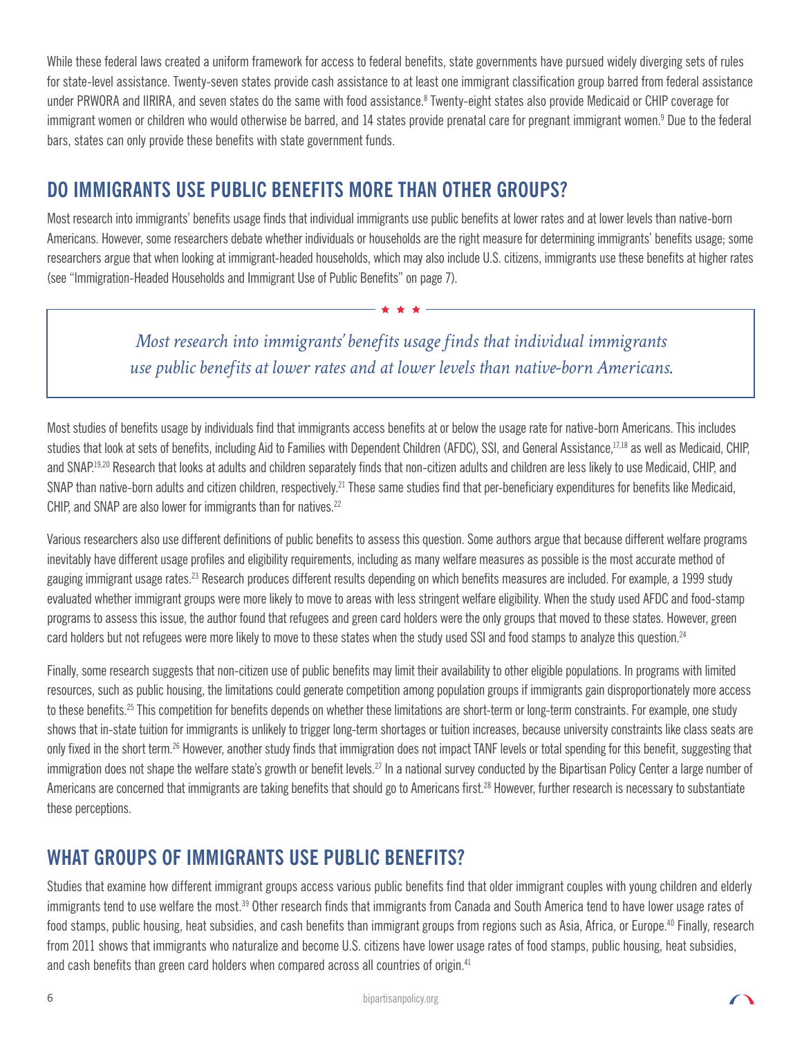While these federal laws created a uniform framework for access to federal benefits, state governments have pursued widely diverging sets of rules for state-level assistance. Twenty-seven states provide cash assistance to at least one immigrant classification group barred from federal assistance under PRWORA and IIRIRA, and seven states do the same with food assistance.[8] Twenty-eight states also provide Medicaid or CHIP coverage for immigrant women or children who would otherwise be barred, and 14 states provide prenatal care for pregnant immigrant women.[9] Due to the federal bars, states can only provide these benefits with state government funds.

## DO IMMIGRANTS USE PUBLIC BENEFITS MORE THAN OTHER GROUPS?

Most research into immigrants' benefits usage finds that individual immigrants use public benefits at lower rates and at lower levels than native-born Americans. However, some researchers debate whether individuals or households are the right measure for determining immigrants' benefits usage; some researchers argue that when looking at immigrant-headed households, which may also include U.S. citizens, immigrants use these benefits at higher rates (see "Immigration-Headed Households and Immigrant Use of Public Benefits" on page 7).

> *Most research into immigrants' benefits usage finds that individual immigrants use public benefits at lower rates and at lower levels than native-born Americans.*

Most studies of benefits usage by individuals find that immigrants access benefits at or below the usage rate for native-born Americans. This includes studies that look at sets of benefits, including Aid to Families with Dependent Children (AFDC), SSI, and General Assistance,[17,18] as well as Medicaid, CHIP, and SNAP.[19,20] Research that looks at adults and children separately finds that non-citizen adults and children are less likely to use Medicaid, CHIP, and SNAP than native-born adults and citizen children, respectively.[21] These same studies find that per-beneficiary expenditures for benefits like Medicaid, CHIP, and SNAP are also lower for immigrants than for natives.[22]

Various researchers also use different definitions of public benefits to assess this question. Some authors argue that because different welfare programs inevitably have different usage profiles and eligibility requirements, including as many welfare measures as possible is the most accurate method of gauging immigrant usage rates.[23] Research produces different results depending on which benefits measures are included. For example, a 1999 study evaluated whether immigrant groups were more likely to move to areas with less stringent welfare eligibility. When the study used AFDC and food-stamp programs to assess this issue, the author found that refugees and green card holders were the only groups that moved to these states. However, green card holders but not refugees were more likely to move to these states when the study used SSI and food stamps to analyze this question.[24]

Finally, some research suggests that non-citizen use of public benefits may limit their availability to other eligible populations. In programs with limited resources, such as public housing, the limitations could generate competition among population groups if immigrants gain disproportionately more access to these benefits.[25] This competition for benefits depends on whether these limitations are short-term or long-term constraints. For example, one study shows that in-state tuition for immigrants is unlikely to trigger long-term shortages or tuition increases, because university constraints like class seats are only fixed in the short term.[26] However, another study finds that immigration does not impact TANF levels or total spending for this benefit, suggesting that immigration does not shape the welfare state's growth or benefit levels.[27] In a national survey conducted by the Bipartisan Policy Center a large number of Americans are concerned that immigrants are taking benefits that should go to Americans first.[28] However, further research is necessary to substantiate these perceptions.

## WHAT GROUPS OF IMMIGRANTS USE PUBLIC BENEFITS?

Studies that examine how different immigrant groups access various public benefits find that older immigrant couples with young children and elderly immigrants tend to use welfare the most.[39] Other research finds that immigrants from Canada and South America tend to have lower usage rates of food stamps, public housing, heat subsidies, and cash benefits than immigrant groups from regions such as Asia, Africa, or Europe.[40] Finally, research from 2011 shows that immigrants who naturalize and become U.S. citizens have lower usage rates of food stamps, public housing, heat subsidies, and cash benefits than green card holders when compared across all countries of origin.[41]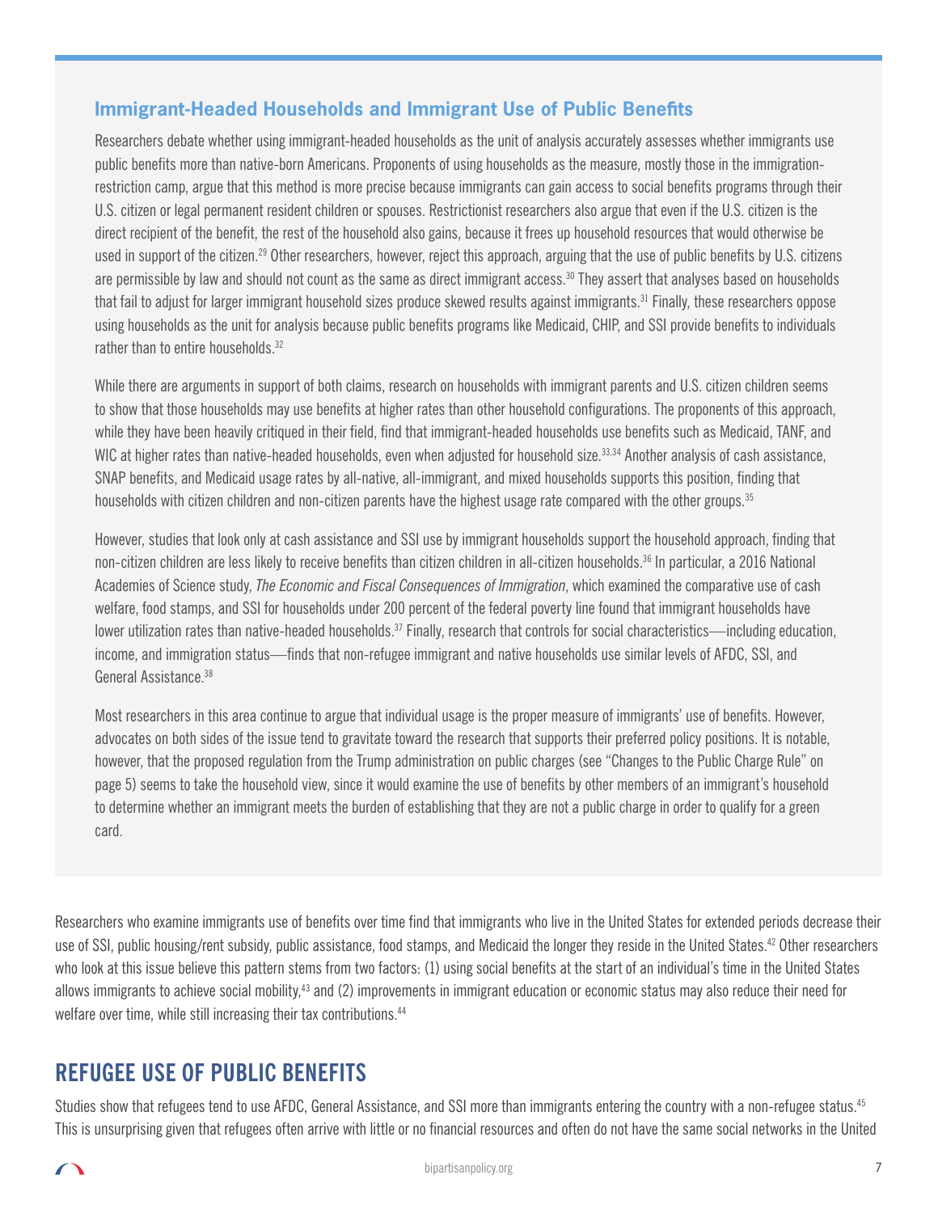### Immigrant-Headed Households and Immigrant Use of Public Benefits

Researchers debate whether using immigrant-headed households as the unit of analysis accurately assesses whether immigrants use public benefits more than native-born Americans. Proponents of using households as the measure, mostly those in the immigration-restriction camp, argue that this method is more precise because immigrants can gain access to social benefits programs through their U.S. citizen or legal permanent resident children or spouses. Restrictionist researchers also argue that even if the U.S. citizen is the direct recipient of the benefit, the rest of the household also gains, because it frees up household resources that would otherwise be used in support of the citizen.[29] Other researchers, however, reject this approach, arguing that the use of public benefits by U.S. citizens are permissible by law and should not count as the same as direct immigrant access.[30] They assert that analyses based on households that fail to adjust for larger immigrant household sizes produce skewed results against immigrants.[31] Finally, these researchers oppose using households as the unit for analysis because public benefits programs like Medicaid, CHIP, and SSI provide benefits to individuals rather than to entire households.[32]

While there are arguments in support of both claims, research on households with immigrant parents and U.S. citizen children seems to show that those households may use benefits at higher rates than other household configurations. The proponents of this approach, while they have been heavily critiqued in their field, find that immigrant-headed households use benefits such as Medicaid, TANF, and WIC at higher rates than native-headed households, even when adjusted for household size.[33,34] Another analysis of cash assistance, SNAP benefits, and Medicaid usage rates by all-native, all-immigrant, and mixed households supports this position, finding that households with citizen children and non-citizen parents have the highest usage rate compared with the other groups.[35]

However, studies that look only at cash assistance and SSI use by immigrant households support the household approach, finding that non-citizen children are less likely to receive benefits than citizen children in all-citizen households.[36] In particular, a 2016 National Academies of Science study, *The Economic and Fiscal Consequences of Immigration*, which examined the comparative use of cash welfare, food stamps, and SSI for households under 200 percent of the federal poverty line found that immigrant households have lower utilization rates than native-headed households.[37] Finally, research that controls for social characteristics—including education, income, and immigration status—finds that non-refugee immigrant and native households use similar levels of AFDC, SSI, and General Assistance.[38]

Most researchers in this area continue to argue that individual usage is the proper measure of immigrants' use of benefits. However, advocates on both sides of the issue tend to gravitate toward the research that supports their preferred policy positions. It is notable, however, that the proposed regulation from the Trump administration on public charges (see "Changes to the Public Charge Rule" on page 5) seems to take the household view, since it would examine the use of benefits by other members of an immigrant's household to determine whether an immigrant meets the burden of establishing that they are not a public charge in order to qualify for a green card.

Researchers who examine immigrants use of benefits over time find that immigrants who live in the United States for extended periods decrease their use of SSI, public housing/rent subsidy, public assistance, food stamps, and Medicaid the longer they reside in the United States.[42] Other researchers who look at this issue believe this pattern stems from two factors: (1) using social benefits at the start of an individual's time in the United States allows immigrants to achieve social mobility,[43] and (2) improvements in immigrant education or economic status may also reduce their need for welfare over time, while still increasing their tax contributions.[44]

## REFUGEE USE OF PUBLIC BENEFITS

Studies show that refugees tend to use AFDC, General Assistance, and SSI more than immigrants entering the country with a non-refugee status.[45] This is unsurprising given that refugees often arrive with little or no financial resources and often do not have the same social networks in the United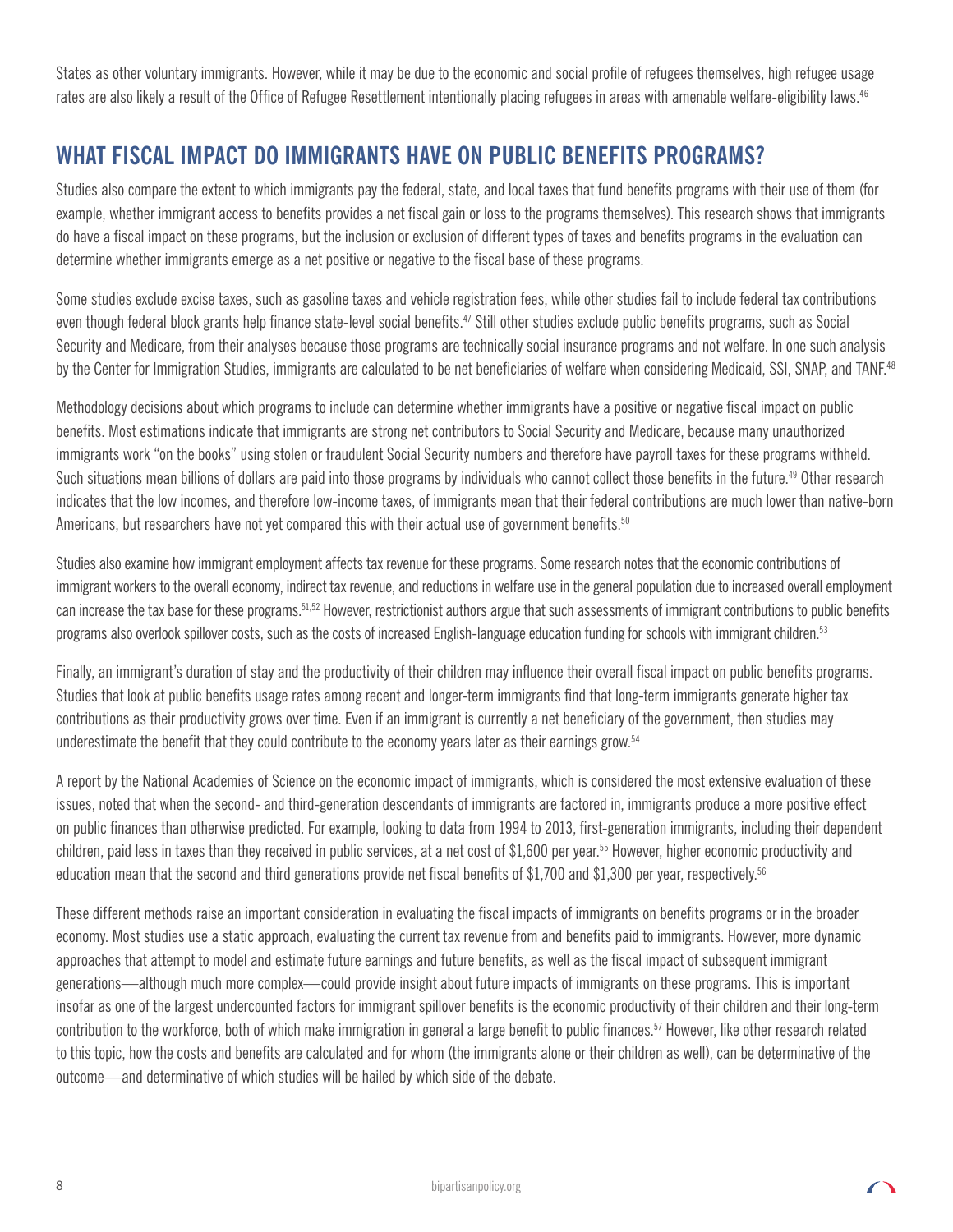States as other voluntary immigrants. However, while it may be due to the economic and social profile of refugees themselves, high refugee usage rates are also likely a result of the Office of Refugee Resettlement intentionally placing refugees in areas with amenable welfare-eligibility laws.[46]

## WHAT FISCAL IMPACT DO IMMIGRANTS HAVE ON PUBLIC BENEFITS PROGRAMS?

Studies also compare the extent to which immigrants pay the federal, state, and local taxes that fund benefits programs with their use of them (for example, whether immigrant access to benefits provides a net fiscal gain or loss to the programs themselves). This research shows that immigrants do have a fiscal impact on these programs, but the inclusion or exclusion of different types of taxes and benefits programs in the evaluation can determine whether immigrants emerge as a net positive or negative to the fiscal base of these programs.

Some studies exclude excise taxes, such as gasoline taxes and vehicle registration fees, while other studies fail to include federal tax contributions even though federal block grants help finance state-level social benefits.[47] Still other studies exclude public benefits programs, such as Social Security and Medicare, from their analyses because those programs are technically social insurance programs and not welfare. In one such analysis by the Center for Immigration Studies, immigrants are calculated to be net beneficiaries of welfare when considering Medicaid, SSI, SNAP, and TANF.[48]

Methodology decisions about which programs to include can determine whether immigrants have a positive or negative fiscal impact on public benefits. Most estimations indicate that immigrants are strong net contributors to Social Security and Medicare, because many unauthorized immigrants work "on the books" using stolen or fraudulent Social Security numbers and therefore have payroll taxes for these programs withheld. Such situations mean billions of dollars are paid into those programs by individuals who cannot collect those benefits in the future.[49] Other research indicates that the low incomes, and therefore low-income taxes, of immigrants mean that their federal contributions are much lower than native-born Americans, but researchers have not yet compared this with their actual use of government benefits.[50]

Studies also examine how immigrant employment affects tax revenue for these programs. Some research notes that the economic contributions of immigrant workers to the overall economy, indirect tax revenue, and reductions in welfare use in the general population due to increased overall employment can increase the tax base for these programs.[51,52] However, restrictionist authors argue that such assessments of immigrant contributions to public benefits programs also overlook spillover costs, such as the costs of increased English-language education funding for schools with immigrant children.[53]

Finally, an immigrant's duration of stay and the productivity of their children may influence their overall fiscal impact on public benefits programs. Studies that look at public benefits usage rates among recent and longer-term immigrants find that long-term immigrants generate higher tax contributions as their productivity grows over time. Even if an immigrant is currently a net beneficiary of the government, then studies may underestimate the benefit that they could contribute to the economy years later as their earnings grow.[54]

A report by the National Academies of Science on the economic impact of immigrants, which is considered the most extensive evaluation of these issues, noted that when the second- and third-generation descendants of immigrants are factored in, immigrants produce a more positive effect on public finances than otherwise predicted. For example, looking to data from 1994 to 2013, first-generation immigrants, including their dependent children, paid less in taxes than they received in public services, at a net cost of $1,600 per year.[55] However, higher economic productivity and education mean that the second and third generations provide net fiscal benefits of $1,700 and $1,300 per year, respectively.[56]

These different methods raise an important consideration in evaluating the fiscal impacts of immigrants on benefits programs or in the broader economy. Most studies use a static approach, evaluating the current tax revenue from and benefits paid to immigrants. However, more dynamic approaches that attempt to model and estimate future earnings and future benefits, as well as the fiscal impact of subsequent immigrant generations—although much more complex—could provide insight about future impacts of immigrants on these programs. This is important insofar as one of the largest undercounted factors for immigrant spillover benefits is the economic productivity of their children and their long-term contribution to the workforce, both of which make immigration in general a large benefit to public finances.[57] However, like other research related to this topic, how the costs and benefits are calculated and for whom (the immigrants alone or their children as well), can be determinative of the outcome—and determinative of which studies will be hailed by which side of the debate.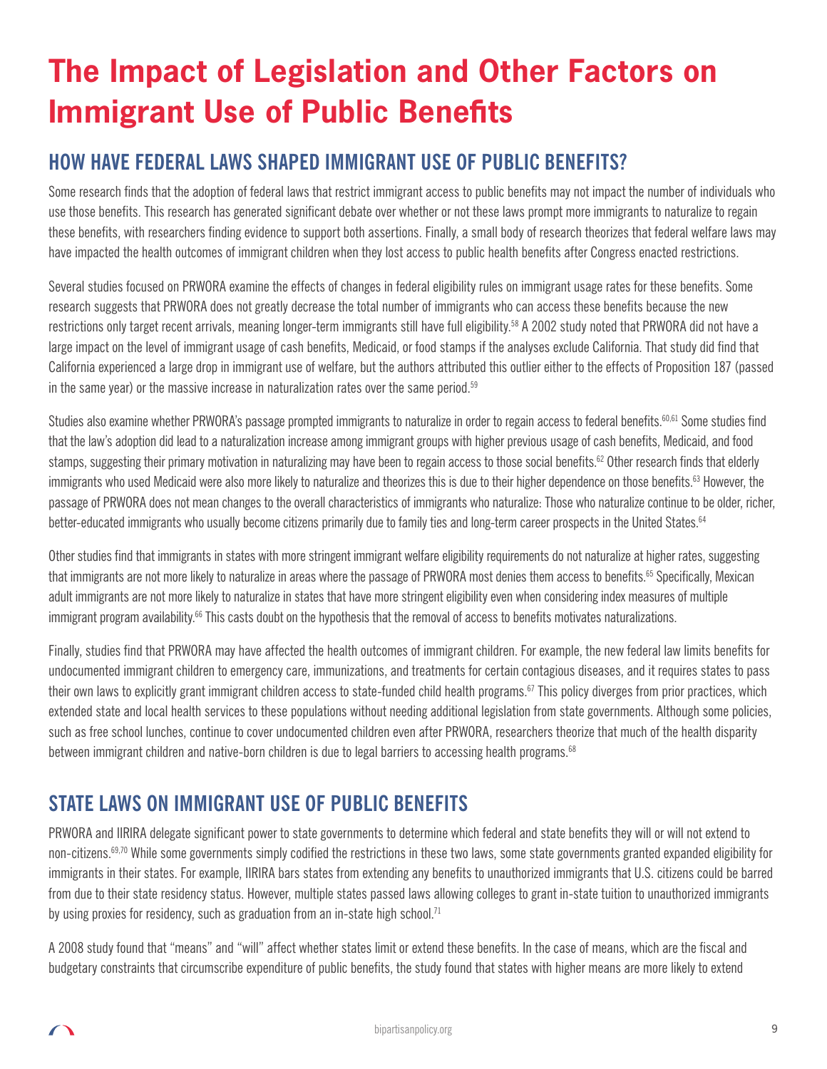# The Impact of Legislation and Other Factors on Immigrant Use of Public Benefits

## HOW HAVE FEDERAL LAWS SHAPED IMMIGRANT USE OF PUBLIC BENEFITS?

Some research finds that the adoption of federal laws that restrict immigrant access to public benefits may not impact the number of individuals who use those benefits. This research has generated significant debate over whether or not these laws prompt more immigrants to naturalize to regain these benefits, with researchers finding evidence to support both assertions. Finally, a small body of research theorizes that federal welfare laws may have impacted the health outcomes of immigrant children when they lost access to public health benefits after Congress enacted restrictions.

Several studies focused on PRWORA examine the effects of changes in federal eligibility rules on immigrant usage rates for these benefits. Some research suggests that PRWORA does not greatly decrease the total number of immigrants who can access these benefits because the new restrictions only target recent arrivals, meaning longer-term immigrants still have full eligibility.[58] A 2002 study noted that PRWORA did not have a large impact on the level of immigrant usage of cash benefits, Medicaid, or food stamps if the analyses exclude California. That study did find that California experienced a large drop in immigrant use of welfare, but the authors attributed this outlier either to the effects of Proposition 187 (passed in the same year) or the massive increase in naturalization rates over the same period.[59]

Studies also examine whether PRWORA's passage prompted immigrants to naturalize in order to regain access to federal benefits.[60,61] Some studies find that the law's adoption did lead to a naturalization increase among immigrant groups with higher previous usage of cash benefits, Medicaid, and food stamps, suggesting their primary motivation in naturalizing may have been to regain access to those social benefits.[62] Other research finds that elderly immigrants who used Medicaid were also more likely to naturalize and theorizes this is due to their higher dependence on those benefits.[63] However, the passage of PRWORA does not mean changes to the overall characteristics of immigrants who naturalize: Those who naturalize continue to be older, richer, better-educated immigrants who usually become citizens primarily due to family ties and long-term career prospects in the United States.[64]

Other studies find that immigrants in states with more stringent immigrant welfare eligibility requirements do not naturalize at higher rates, suggesting that immigrants are not more likely to naturalize in areas where the passage of PRWORA most denies them access to benefits.[65] Specifically, Mexican adult immigrants are not more likely to naturalize in states that have more stringent eligibility even when considering index measures of multiple immigrant program availability.[66] This casts doubt on the hypothesis that the removal of access to benefits motivates naturalizations.

Finally, studies find that PRWORA may have affected the health outcomes of immigrant children. For example, the new federal law limits benefits for undocumented immigrant children to emergency care, immunizations, and treatments for certain contagious diseases, and it requires states to pass their own laws to explicitly grant immigrant children access to state-funded child health programs.[67] This policy diverges from prior practices, which extended state and local health services to these populations without needing additional legislation from state governments. Although some policies, such as free school lunches, continue to cover undocumented children even after PRWORA, researchers theorize that much of the health disparity between immigrant children and native-born children is due to legal barriers to accessing health programs.[68]

## STATE LAWS ON IMMIGRANT USE OF PUBLIC BENEFITS

PRWORA and IIRIRA delegate significant power to state governments to determine which federal and state benefits they will or will not extend to non-citizens.[69,70] While some governments simply codified the restrictions in these two laws, some state governments granted expanded eligibility for immigrants in their states. For example, IIRIRA bars states from extending any benefits to unauthorized immigrants that U.S. citizens could be barred from due to their state residency status. However, multiple states passed laws allowing colleges to grant in-state tuition to unauthorized immigrants by using proxies for residency, such as graduation from an in-state high school.[71]

A 2008 study found that "means" and "will" affect whether states limit or extend these benefits. In the case of means, which are the fiscal and budgetary constraints that circumscribe expenditure of public benefits, the study found that states with higher means are more likely to extend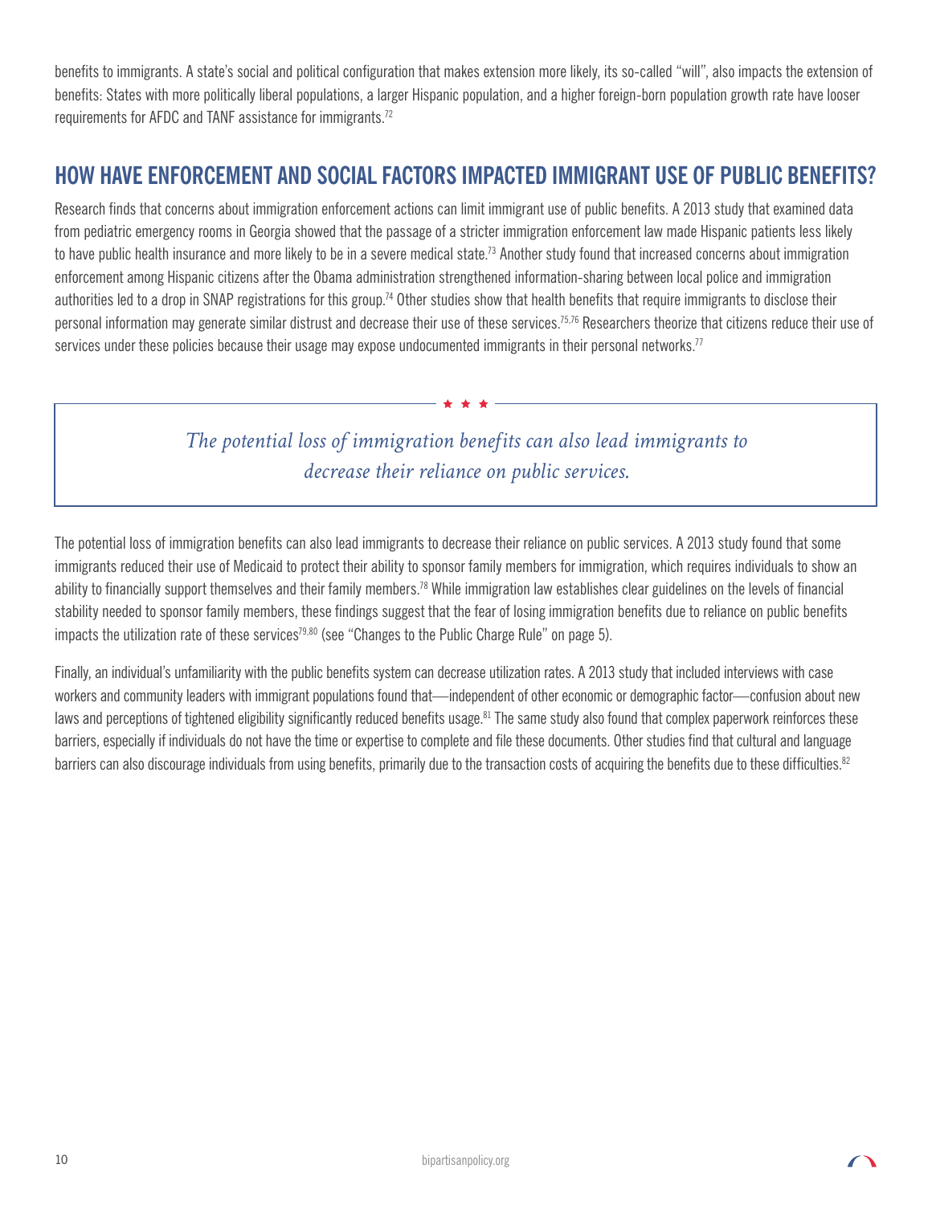benefits to immigrants. A state's social and political configuration that makes extension more likely, its so-called "will", also impacts the extension of benefits: States with more politically liberal populations, a larger Hispanic population, and a higher foreign-born population growth rate have looser requirements for AFDC and TANF assistance for immigrants.[72]

## HOW HAVE ENFORCEMENT AND SOCIAL FACTORS IMPACTED IMMIGRANT USE OF PUBLIC BENEFITS?

Research finds that concerns about immigration enforcement actions can limit immigrant use of public benefits. A 2013 study that examined data from pediatric emergency rooms in Georgia showed that the passage of a stricter immigration enforcement law made Hispanic patients less likely to have public health insurance and more likely to be in a severe medical state.[73] Another study found that increased concerns about immigration enforcement among Hispanic citizens after the Obama administration strengthened information-sharing between local police and immigration authorities led to a drop in SNAP registrations for this group.[74] Other studies show that health benefits that require immigrants to disclose their personal information may generate similar distrust and decrease their use of these services.[75,76] Researchers theorize that citizens reduce their use of services under these policies because their usage may expose undocumented immigrants in their personal networks.[77]

> *The potential loss of immigration benefits can also lead immigrants to decrease their reliance on public services.*

The potential loss of immigration benefits can also lead immigrants to decrease their reliance on public services. A 2013 study found that some immigrants reduced their use of Medicaid to protect their ability to sponsor family members for immigration, which requires individuals to show an ability to financially support themselves and their family members.[78] While immigration law establishes clear guidelines on the levels of financial stability needed to sponsor family members, these findings suggest that the fear of losing immigration benefits due to reliance on public benefits impacts the utilization rate of these services[79,80] (see "Changes to the Public Charge Rule" on page 5).

Finally, an individual's unfamiliarity with the public benefits system can decrease utilization rates. A 2013 study that included interviews with case workers and community leaders with immigrant populations found that—independent of other economic or demographic factor—confusion about new laws and perceptions of tightened eligibility significantly reduced benefits usage.[81] The same study also found that complex paperwork reinforces these barriers, especially if individuals do not have the time or expertise to complete and file these documents. Other studies find that cultural and language barriers can also discourage individuals from using benefits, primarily due to the transaction costs of acquiring the benefits due to these difficulties.[82]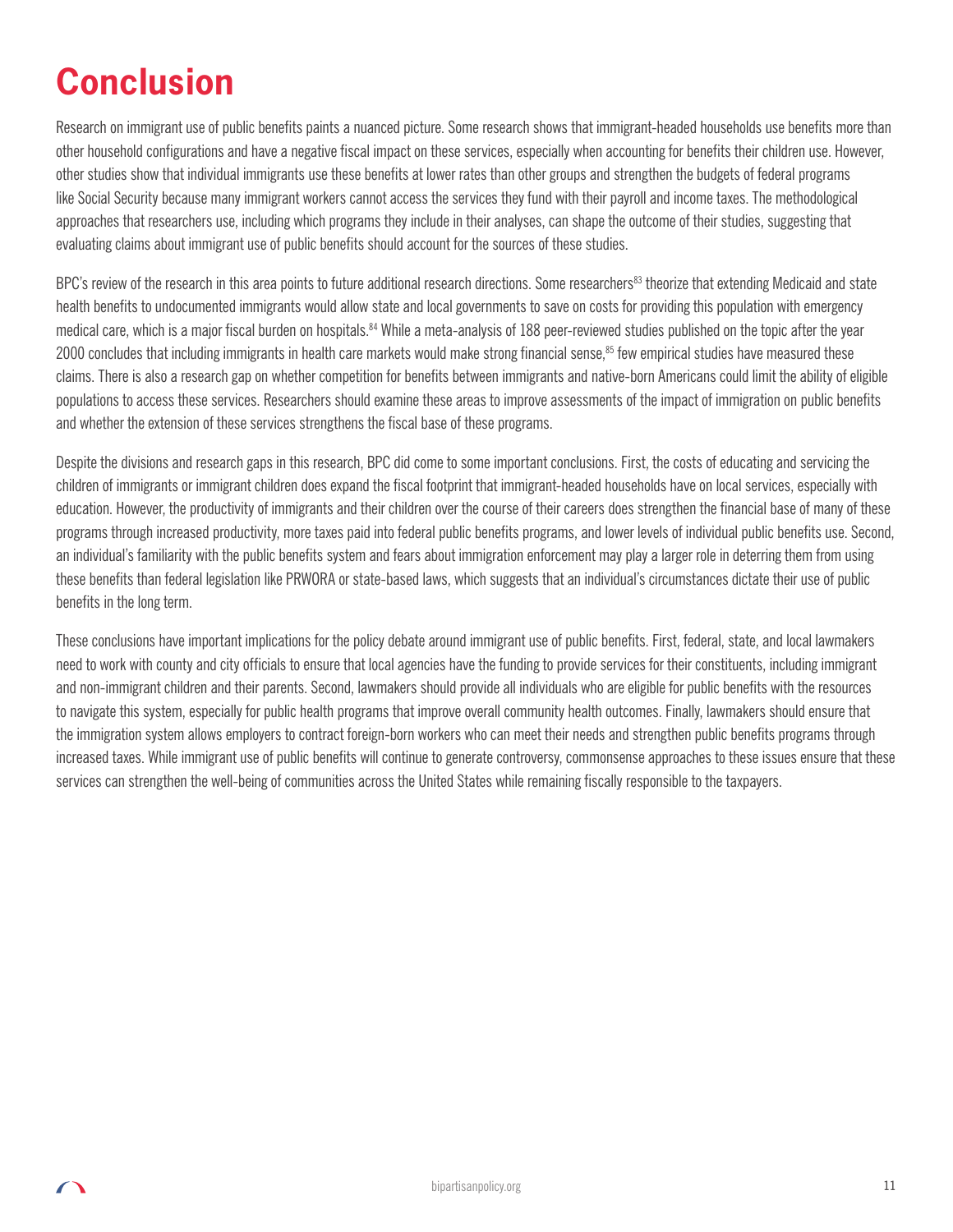# Conclusion

Research on immigrant use of public benefits paints a nuanced picture. Some research shows that immigrant-headed households use benefits more than other household configurations and have a negative fiscal impact on these services, especially when accounting for benefits their children use. However, other studies show that individual immigrants use these benefits at lower rates than other groups and strengthen the budgets of federal programs like Social Security because many immigrant workers cannot access the services they fund with their payroll and income taxes. The methodological approaches that researchers use, including which programs they include in their analyses, can shape the outcome of their studies, suggesting that evaluating claims about immigrant use of public benefits should account for the sources of these studies.

BPC's review of the research in this area points to future additional research directions. Some researchers[83] theorize that extending Medicaid and state health benefits to undocumented immigrants would allow state and local governments to save on costs for providing this population with emergency medical care, which is a major fiscal burden on hospitals.[84] While a meta-analysis of 188 peer-reviewed studies published on the topic after the year 2000 concludes that including immigrants in health care markets would make strong financial sense,[85] few empirical studies have measured these claims. There is also a research gap on whether competition for benefits between immigrants and native-born Americans could limit the ability of eligible populations to access these services. Researchers should examine these areas to improve assessments of the impact of immigration on public benefits and whether the extension of these services strengthens the fiscal base of these programs.

Despite the divisions and research gaps in this research, BPC did come to some important conclusions. First, the costs of educating and servicing the children of immigrants or immigrant children does expand the fiscal footprint that immigrant-headed households have on local services, especially with education. However, the productivity of immigrants and their children over the course of their careers does strengthen the financial base of many of these programs through increased productivity, more taxes paid into federal public benefits programs, and lower levels of individual public benefits use. Second, an individual's familiarity with the public benefits system and fears about immigration enforcement may play a larger role in deterring them from using these benefits than federal legislation like PRWORA or state-based laws, which suggests that an individual's circumstances dictate their use of public benefits in the long term.

These conclusions have important implications for the policy debate around immigrant use of public benefits. First, federal, state, and local lawmakers need to work with county and city officials to ensure that local agencies have the funding to provide services for their constituents, including immigrant and non-immigrant children and their parents. Second, lawmakers should provide all individuals who are eligible for public benefits with the resources to navigate this system, especially for public health programs that improve overall community health outcomes. Finally, lawmakers should ensure that the immigration system allows employers to contract foreign-born workers who can meet their needs and strengthen public benefits programs through increased taxes. While immigrant use of public benefits will continue to generate controversy, commonsense approaches to these issues ensure that these services can strengthen the well-being of communities across the United States while remaining fiscally responsible to the taxpayers.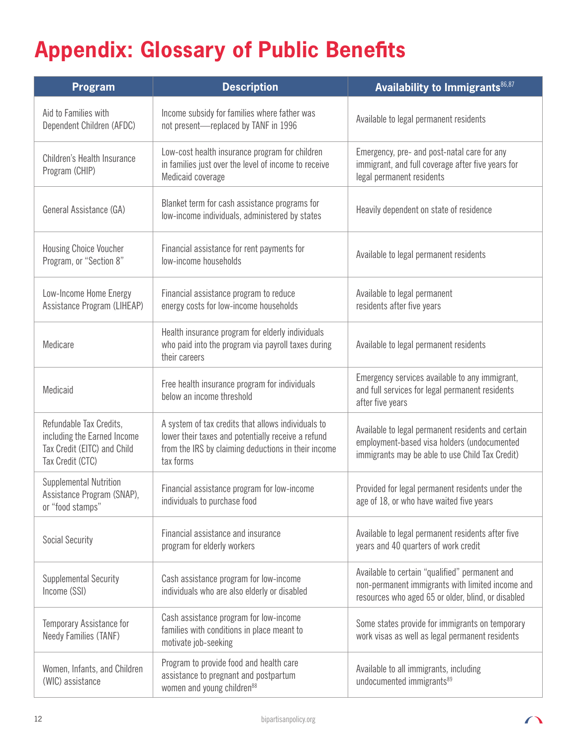# Appendix: Glossary of Public Benefits

| Program | Description | Availability to Immigrants[86,87] |
| --- | --- | --- |
| Aid to Families with Dependent Children (AFDC) | Income subsidy for families where father was not present—replaced by TANF in 1996 | Available to legal permanent residents |
| Children's Health Insurance Program (CHIP) | Low-cost health insurance program for children in families just over the level of income to receive Medicaid coverage | Emergency, pre- and post-natal care for any immigrant, and full coverage after five years for legal permanent residents |
| General Assistance (GA) | Blanket term for cash assistance programs for low-income individuals, administered by states | Heavily dependent on state of residence |
| Housing Choice Voucher Program, or "Section 8" | Financial assistance for rent payments for low-income households | Available to legal permanent residents |
| Low-Income Home Energy Assistance Program (LIHEAP) | Financial assistance program to reduce energy costs for low-income households | Available to legal permanent residents after five years |
| Medicare | Health insurance program for elderly individuals who paid into the program via payroll taxes during their careers | Available to legal permanent residents |
| Medicaid | Free health insurance program for individuals below an income threshold | Emergency services available to any immigrant, and full services for legal permanent residents after five years |
| Refundable Tax Credits, including the Earned Income Tax Credit (EITC) and Child Tax Credit (CTC) | A system of tax credits that allows individuals to lower their taxes and potentially receive a refund from the IRS by claiming deductions in their income tax forms | Available to legal permanent residents and certain employment-based visa holders (undocumented immigrants may be able to use Child Tax Credit) |
| Supplemental Nutrition Assistance Program (SNAP), or "food stamps" | Financial assistance program for low-income individuals to purchase food | Provided for legal permanent residents under the age of 18, or who have waited five years |
| Social Security | Financial assistance and insurance program for elderly workers | Available to legal permanent residents after five years and 40 quarters of work credit |
| Supplemental Security Income (SSI) | Cash assistance program for low-income individuals who are also elderly or disabled | Available to certain "qualified" permanent and non-permanent immigrants with limited income and resources who aged 65 or older, blind, or disabled |
| Temporary Assistance for Needy Families (TANF) | Cash assistance program for low-income families with conditions in place meant to motivate job-seeking | Some states provide for immigrants on temporary work visas as well as legal permanent residents |
| Women, Infants, and Children (WIC) assistance | Program to provide food and health care assistance to pregnant and postpartum women and young children[88] | Available to all immigrants, including undocumented immigrants[89] |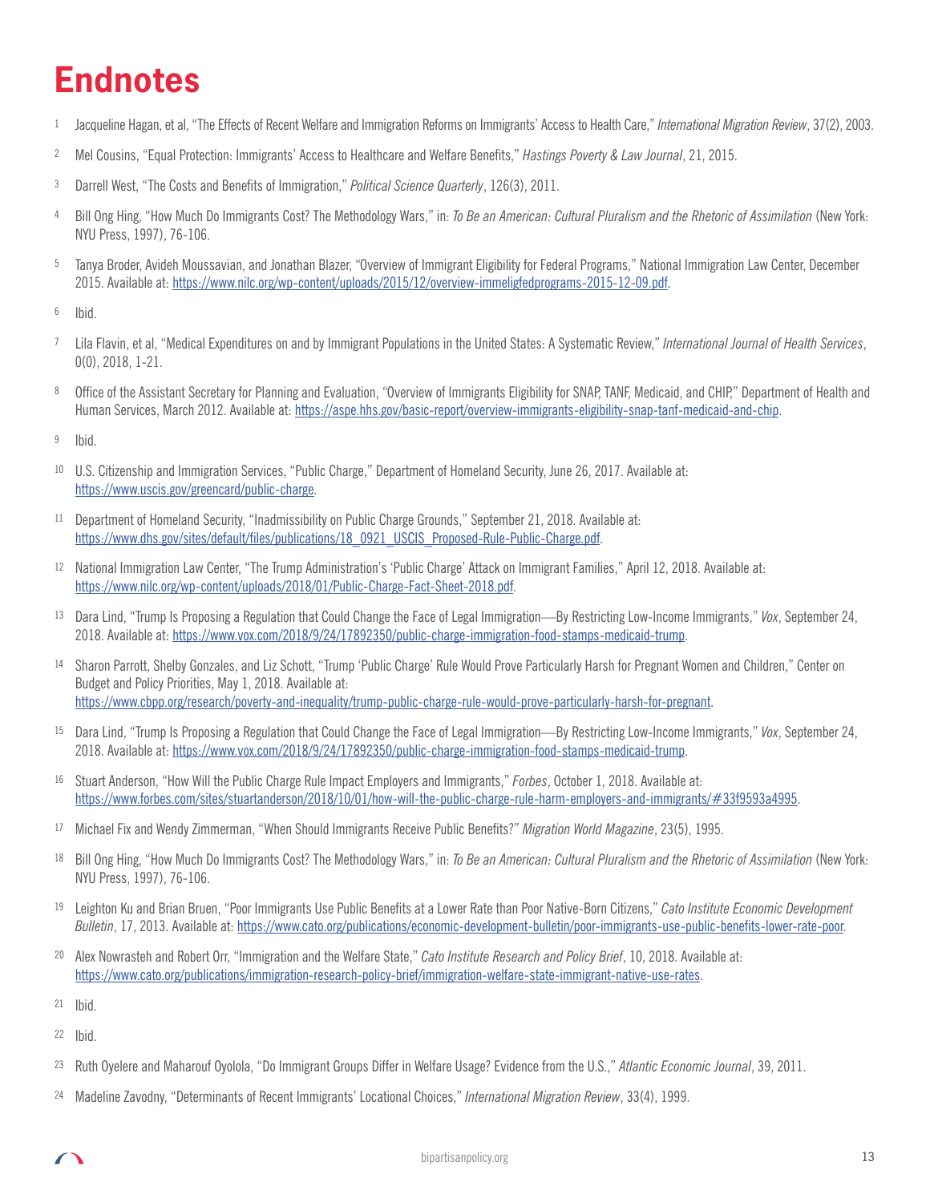# Endnotes

1. Jacqueline Hagan, et al, "The Effects of Recent Welfare and Immigration Reforms on Immigrants' Access to Health Care," *International Migration Review*, 37(2), 2003.
2. Mel Cousins, "Equal Protection: Immigrants' Access to Healthcare and Welfare Benefits," *Hastings Poverty & Law Journal*, 21, 2015.
3. Darrell West, "The Costs and Benefits of Immigration," *Political Science Quarterly*, 126(3), 2011.
4. Bill Ong Hing, "How Much Do Immigrants Cost? The Methodology Wars," in: *To Be an American: Cultural Pluralism and the Rhetoric of Assimilation* (New York: NYU Press, 1997), 76-106.
5. Tanya Broder, Avideh Moussavian, and Jonathan Blazer, "Overview of Immigrant Eligibility for Federal Programs," National Immigration Law Center, December 2015. Available at: https://www.nilc.org/wp-content/uploads/2015/12/overview-immeligfedprograms-2015-12-09.pdf.
6. Ibid.
7. Lila Flavin, et al, "Medical Expenditures on and by Immigrant Populations in the United States: A Systematic Review," *International Journal of Health Services*, 0(0), 2018, 1-21.
8. Office of the Assistant Secretary for Planning and Evaluation, "Overview of Immigrants Eligibility for SNAP, TANF, Medicaid, and CHIP," Department of Health and Human Services, March 2012. Available at: https://aspe.hhs.gov/basic-report/overview-immigrants-eligibility-snap-tanf-medicaid-and-chip.
9. Ibid.
10. U.S. Citizenship and Immigration Services, "Public Charge," Department of Homeland Security, June 26, 2017. Available at: https://www.uscis.gov/greencard/public-charge.
11. Department of Homeland Security, "Inadmissibility on Public Charge Grounds," September 21, 2018. Available at: https://www.dhs.gov/sites/default/files/publications/18_0921_USCIS_Proposed-Rule-Public-Charge.pdf.
12. National Immigration Law Center, "The Trump Administration's 'Public Charge' Attack on Immigrant Families," April 12, 2018. Available at: https://www.nilc.org/wp-content/uploads/2018/01/Public-Charge-Fact-Sheet-2018.pdf.
13. Dara Lind, "Trump Is Proposing a Regulation that Could Change the Face of Legal Immigration—By Restricting Low-Income Immigrants," *Vox*, September 24, 2018. Available at: https://www.vox.com/2018/9/24/17892350/public-charge-immigration-food-stamps-medicaid-trump.
14. Sharon Parrott, Shelby Gonzales, and Liz Schott, "Trump 'Public Charge' Rule Would Prove Particularly Harsh for Pregnant Women and Children," Center on Budget and Policy Priorities, May 1, 2018. Available at: https://www.cbpp.org/research/poverty-and-inequality/trump-public-charge-rule-would-prove-particularly-harsh-for-pregnant.
15. Dara Lind, "Trump Is Proposing a Regulation that Could Change the Face of Legal Immigration—By Restricting Low-Income Immigrants," *Vox*, September 24, 2018. Available at: https://www.vox.com/2018/9/24/17892350/public-charge-immigration-food-stamps-medicaid-trump.
16. Stuart Anderson, "How Will the Public Charge Rule Impact Employers and Immigrants," *Forbes*, October 1, 2018. Available at: https://www.forbes.com/sites/stuartanderson/2018/10/01/how-will-the-public-charge-rule-harm-employers-and-immigrants/#33f9593a4995.
17. Michael Fix and Wendy Zimmerman, "When Should Immigrants Receive Public Benefits?" *Migration World Magazine*, 23(5), 1995.
18. Bill Ong Hing, "How Much Do Immigrants Cost? The Methodology Wars," in: *To Be an American: Cultural Pluralism and the Rhetoric of Assimilation* (New York: NYU Press, 1997), 76-106.
19. Leighton Ku and Brian Bruen, "Poor Immigrants Use Public Benefits at a Lower Rate than Poor Native-Born Citizens," *Cato Institute Economic Development Bulletin*, 17, 2013. Available at: https://www.cato.org/publications/economic-development-bulletin/poor-immigrants-use-public-benefits-lower-rate-poor.
20. Alex Nowrasteh and Robert Orr, "Immigration and the Welfare State," *Cato Institute Research and Policy Brief*, 10, 2018. Available at: https://www.cato.org/publications/immigration-research-policy-brief/immigration-welfare-state-immigrant-native-use-rates.
21. Ibid.
22. Ibid.
23. Ruth Oyelere and Maharouf Oyolola, "Do Immigrant Groups Differ in Welfare Usage? Evidence from the U.S.," *Atlantic Economic Journal*, 39, 2011.
24. Madeline Zavodny, "Determinants of Recent Immigrants' Locational Choices," *International Migration Review*, 33(4), 1999.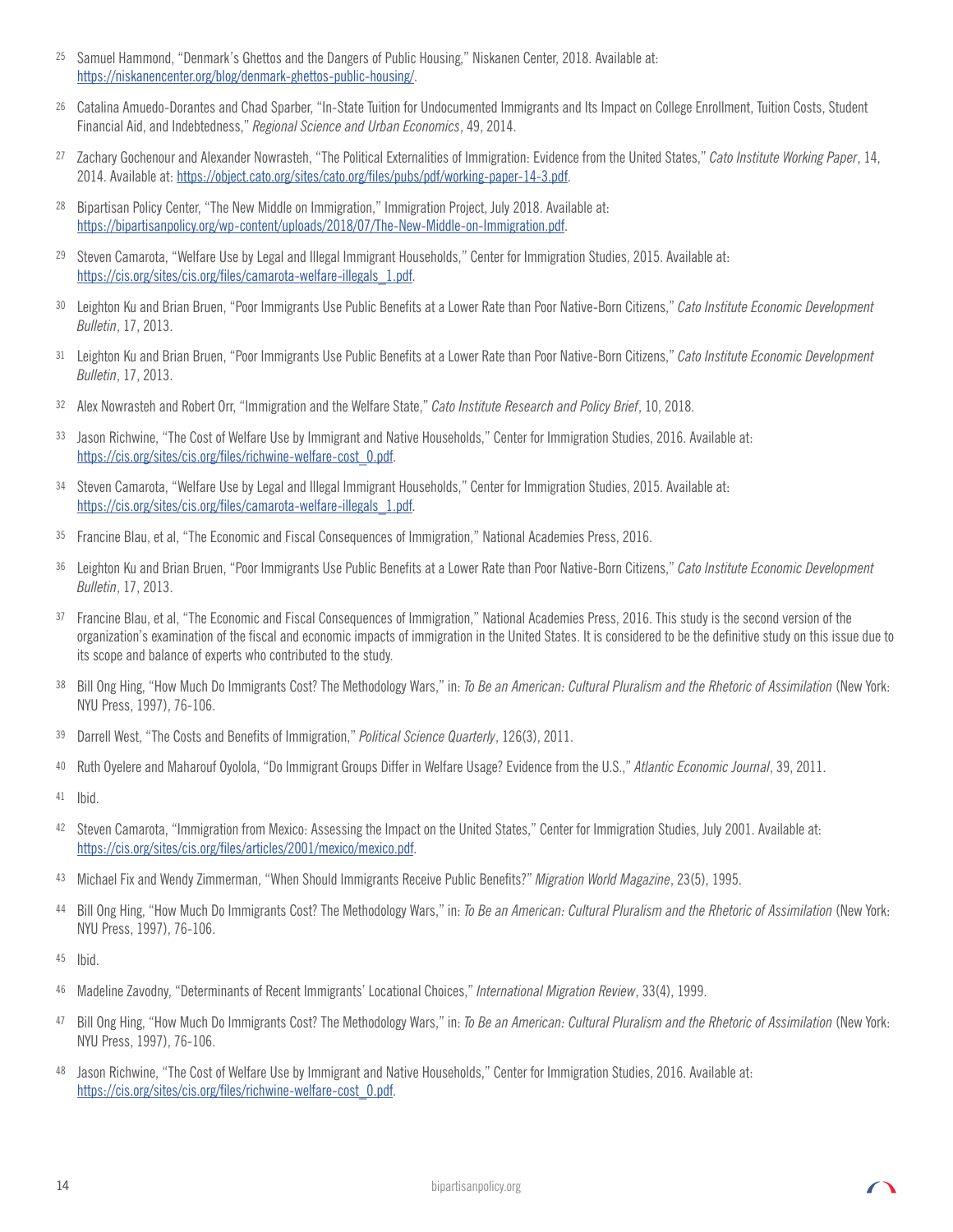25 Samuel Hammond, "Denmark's Ghettos and the Dangers of Public Housing," Niskanen Center, 2018. Available at: https://niskanencenter.org/blog/denmark-ghettos-public-housing/.

26 Catalina Amuedo-Dorantes and Chad Sparber, "In-State Tuition for Undocumented Immigrants and Its Impact on College Enrollment, Tuition Costs, Student Financial Aid, and Indebtedness," *Regional Science and Urban Economics*, 49, 2014.

27 Zachary Gochenour and Alexander Nowrasteh, "The Political Externalities of Immigration: Evidence from the United States," *Cato Institute Working Paper*, 14, 2014. Available at: https://object.cato.org/sites/cato.org/files/pubs/pdf/working-paper-14-3.pdf.

28 Bipartisan Policy Center, "The New Middle on Immigration," Immigration Project, July 2018. Available at: https://bipartisanpolicy.org/wp-content/uploads/2018/07/The-New-Middle-on-Immigration.pdf.

29 Steven Camarota, "Welfare Use by Legal and Illegal Immigrant Households," Center for Immigration Studies, 2015. Available at: https://cis.org/sites/cis.org/files/camarota-welfare-illegals_1.pdf.

30 Leighton Ku and Brian Bruen, "Poor Immigrants Use Public Benefits at a Lower Rate than Poor Native-Born Citizens," *Cato Institute Economic Development Bulletin*, 17, 2013.

31 Leighton Ku and Brian Bruen, "Poor Immigrants Use Public Benefits at a Lower Rate than Poor Native-Born Citizens," *Cato Institute Economic Development Bulletin*, 17, 2013.

32 Alex Nowrasteh and Robert Orr, "Immigration and the Welfare State," *Cato Institute Research and Policy Brief*, 10, 2018.

33 Jason Richwine, "The Cost of Welfare Use by Immigrant and Native Households," Center for Immigration Studies, 2016. Available at: https://cis.org/sites/cis.org/files/richwine-welfare-cost_0.pdf.

34 Steven Camarota, "Welfare Use by Legal and Illegal Immigrant Households," Center for Immigration Studies, 2015. Available at: https://cis.org/sites/cis.org/files/camarota-welfare-illegals_1.pdf.

35 Francine Blau, et al, "The Economic and Fiscal Consequences of Immigration," National Academies Press, 2016.

36 Leighton Ku and Brian Bruen, "Poor Immigrants Use Public Benefits at a Lower Rate than Poor Native-Born Citizens," *Cato Institute Economic Development Bulletin*, 17, 2013.

37 Francine Blau, et al, "The Economic and Fiscal Consequences of Immigration," National Academies Press, 2016. This study is the second version of the organization's examination of the fiscal and economic impacts of immigration in the United States. It is considered to be the definitive study on this issue due to its scope and balance of experts who contributed to the study.

38 Bill Ong Hing, "How Much Do Immigrants Cost? The Methodology Wars," in: *To Be an American: Cultural Pluralism and the Rhetoric of Assimilation* (New York: NYU Press, 1997), 76-106.

39 Darrell West, "The Costs and Benefits of Immigration," *Political Science Quarterly*, 126(3), 2011.

40 Ruth Oyelere and Maharouf Oyolola, "Do Immigrant Groups Differ in Welfare Usage? Evidence from the U.S.," *Atlantic Economic Journal*, 39, 2011.

41 Ibid.

42 Steven Camarota, "Immigration from Mexico: Assessing the Impact on the United States," Center for Immigration Studies, July 2001. Available at: https://cis.org/sites/cis.org/files/articles/2001/mexico/mexico.pdf.

43 Michael Fix and Wendy Zimmerman, "When Should Immigrants Receive Public Benefits?" *Migration World Magazine*, 23(5), 1995.

44 Bill Ong Hing, "How Much Do Immigrants Cost? The Methodology Wars," in: *To Be an American: Cultural Pluralism and the Rhetoric of Assimilation* (New York: NYU Press, 1997), 76-106.

45 Ibid.

46 Madeline Zavodny, "Determinants of Recent Immigrants' Locational Choices," *International Migration Review*, 33(4), 1999.

47 Bill Ong Hing, "How Much Do Immigrants Cost? The Methodology Wars," in: *To Be an American: Cultural Pluralism and the Rhetoric of Assimilation* (New York: NYU Press, 1997), 76-106.

48 Jason Richwine, "The Cost of Welfare Use by Immigrant and Native Households," Center for Immigration Studies, 2016. Available at: https://cis.org/sites/cis.org/files/richwine-welfare-cost_0.pdf.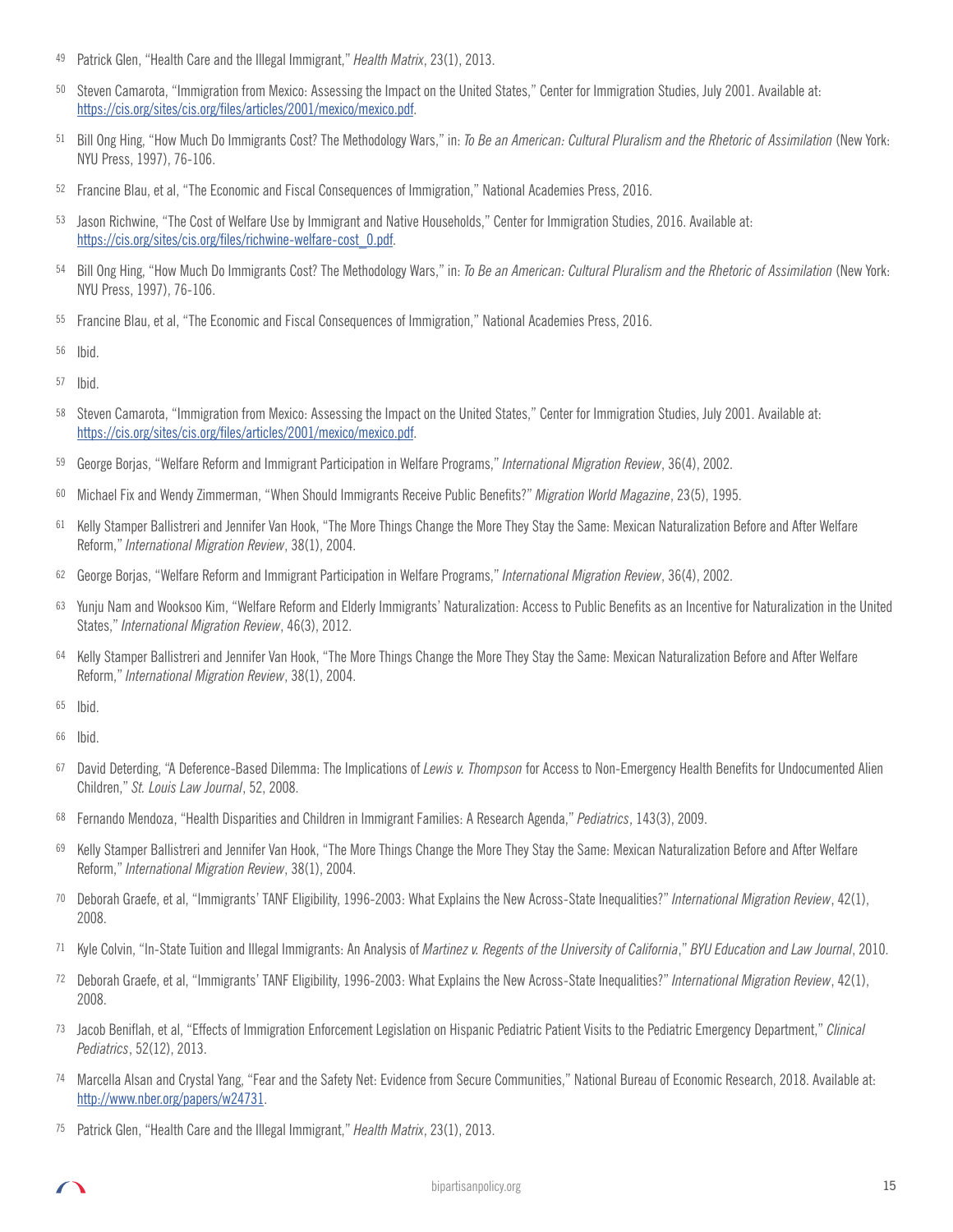49 Patrick Glen, "Health Care and the Illegal Immigrant," *Health Matrix*, 23(1), 2013.

50 Steven Camarota, "Immigration from Mexico: Assessing the Impact on the United States," Center for Immigration Studies, July 2001. Available at: https://cis.org/sites/cis.org/files/articles/2001/mexico/mexico.pdf.

51 Bill Ong Hing, "How Much Do Immigrants Cost? The Methodology Wars," in: *To Be an American: Cultural Pluralism and the Rhetoric of Assimilation* (New York: NYU Press, 1997), 76-106.

52 Francine Blau, et al, "The Economic and Fiscal Consequences of Immigration," National Academies Press, 2016.

53 Jason Richwine, "The Cost of Welfare Use by Immigrant and Native Households," Center for Immigration Studies, 2016. Available at: https://cis.org/sites/cis.org/files/richwine-welfare-cost_0.pdf.

54 Bill Ong Hing, "How Much Do Immigrants Cost? The Methodology Wars," in: *To Be an American: Cultural Pluralism and the Rhetoric of Assimilation* (New York: NYU Press, 1997), 76-106.

55 Francine Blau, et al, "The Economic and Fiscal Consequences of Immigration," National Academies Press, 2016.

56 Ibid.

57 Ibid.

58 Steven Camarota, "Immigration from Mexico: Assessing the Impact on the United States," Center for Immigration Studies, July 2001. Available at: https://cis.org/sites/cis.org/files/articles/2001/mexico/mexico.pdf.

59 George Borjas, "Welfare Reform and Immigrant Participation in Welfare Programs," *International Migration Review*, 36(4), 2002.

60 Michael Fix and Wendy Zimmerman, "When Should Immigrants Receive Public Benefits?" *Migration World Magazine*, 23(5), 1995.

61 Kelly Stamper Ballistreri and Jennifer Van Hook, "The More Things Change the More They Stay the Same: Mexican Naturalization Before and After Welfare Reform," *International Migration Review*, 38(1), 2004.

62 George Borjas, "Welfare Reform and Immigrant Participation in Welfare Programs," *International Migration Review*, 36(4), 2002.

63 Yunju Nam and Wooksoo Kim, "Welfare Reform and Elderly Immigrants' Naturalization: Access to Public Benefits as an Incentive for Naturalization in the United States," *International Migration Review*, 46(3), 2012.

64 Kelly Stamper Ballistreri and Jennifer Van Hook, "The More Things Change the More They Stay the Same: Mexican Naturalization Before and After Welfare Reform," *International Migration Review*, 38(1), 2004.

65 Ibid.

66 Ibid.

67 David Deterding, "A Deference-Based Dilemma: The Implications of *Lewis v. Thompson* for Access to Non-Emergency Health Benefits for Undocumented Alien Children," *St. Louis Law Journal*, 52, 2008.

68 Fernando Mendoza, "Health Disparities and Children in Immigrant Families: A Research Agenda," *Pediatrics*, 143(3), 2009.

69 Kelly Stamper Ballistreri and Jennifer Van Hook, "The More Things Change the More They Stay the Same: Mexican Naturalization Before and After Welfare Reform," *International Migration Review*, 38(1), 2004.

70 Deborah Graefe, et al, "Immigrants' TANF Eligibility, 1996-2003: What Explains the New Across-State Inequalities?" *International Migration Review*, 42(1), 2008.

71 Kyle Colvin, "In-State Tuition and Illegal Immigrants: An Analysis of *Martinez v. Regents of the University of California*," *BYU Education and Law Journal*, 2010.

72 Deborah Graefe, et al, "Immigrants' TANF Eligibility, 1996-2003: What Explains the New Across-State Inequalities?" *International Migration Review*, 42(1), 2008.

73 Jacob Beniflah, et al, "Effects of Immigration Enforcement Legislation on Hispanic Pediatric Patient Visits to the Pediatric Emergency Department," *Clinical Pediatrics*, 52(12), 2013.

74 Marcella Alsan and Crystal Yang, "Fear and the Safety Net: Evidence from Secure Communities," National Bureau of Economic Research, 2018. Available at: http://www.nber.org/papers/w24731.

75 Patrick Glen, "Health Care and the Illegal Immigrant," *Health Matrix*, 23(1), 2013.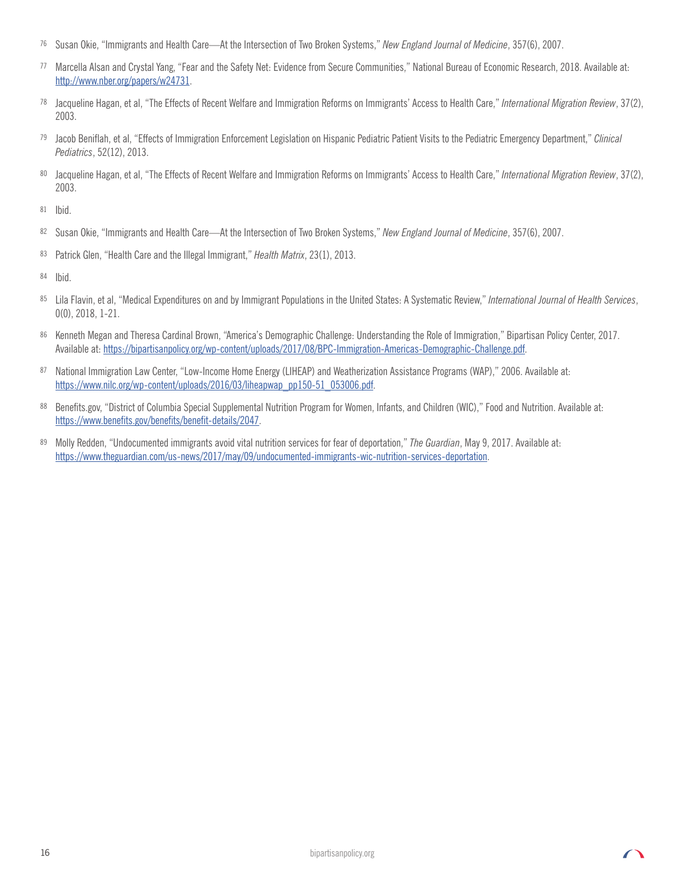76 Susan Okie, "Immigrants and Health Care—At the Intersection of Two Broken Systems," *New England Journal of Medicine*, 357(6), 2007.

77 Marcella Alsan and Crystal Yang, "Fear and the Safety Net: Evidence from Secure Communities," National Bureau of Economic Research, 2018. Available at: http://www.nber.org/papers/w24731.

78 Jacqueline Hagan, et al, "The Effects of Recent Welfare and Immigration Reforms on Immigrants' Access to Health Care," *International Migration Review*, 37(2), 2003.

79 Jacob Beniflah, et al, "Effects of Immigration Enforcement Legislation on Hispanic Pediatric Patient Visits to the Pediatric Emergency Department," *Clinical Pediatrics*, 52(12), 2013.

80 Jacqueline Hagan, et al, "The Effects of Recent Welfare and Immigration Reforms on Immigrants' Access to Health Care," *International Migration Review*, 37(2), 2003.

81 Ibid.

82 Susan Okie, "Immigrants and Health Care—At the Intersection of Two Broken Systems," *New England Journal of Medicine*, 357(6), 2007.

83 Patrick Glen, "Health Care and the Illegal Immigrant," *Health Matrix*, 23(1), 2013.

84 Ibid.

85 Lila Flavin, et al, "Medical Expenditures on and by Immigrant Populations in the United States: A Systematic Review," *International Journal of Health Services*, 0(0), 2018, 1-21.

86 Kenneth Megan and Theresa Cardinal Brown, "America's Demographic Challenge: Understanding the Role of Immigration," Bipartisan Policy Center, 2017. Available at: https://bipartisanpolicy.org/wp-content/uploads/2017/08/BPC-Immigration-Americas-Demographic-Challenge.pdf.

87 National Immigration Law Center, "Low-Income Home Energy (LIHEAP) and Weatherization Assistance Programs (WAP)," 2006. Available at: https://www.nilc.org/wp-content/uploads/2016/03/liheapwap_pp150-51_053006.pdf.

88 Benefits.gov, "District of Columbia Special Supplemental Nutrition Program for Women, Infants, and Children (WIC)," Food and Nutrition. Available at: https://www.benefits.gov/benefits/benefit-details/2047.

89 Molly Redden, "Undocumented immigrants avoid vital nutrition services for fear of deportation," *The Guardian*, May 9, 2017. Available at: https://www.theguardian.com/us-news/2017/may/09/undocumented-immigrants-wic-nutrition-services-deportation.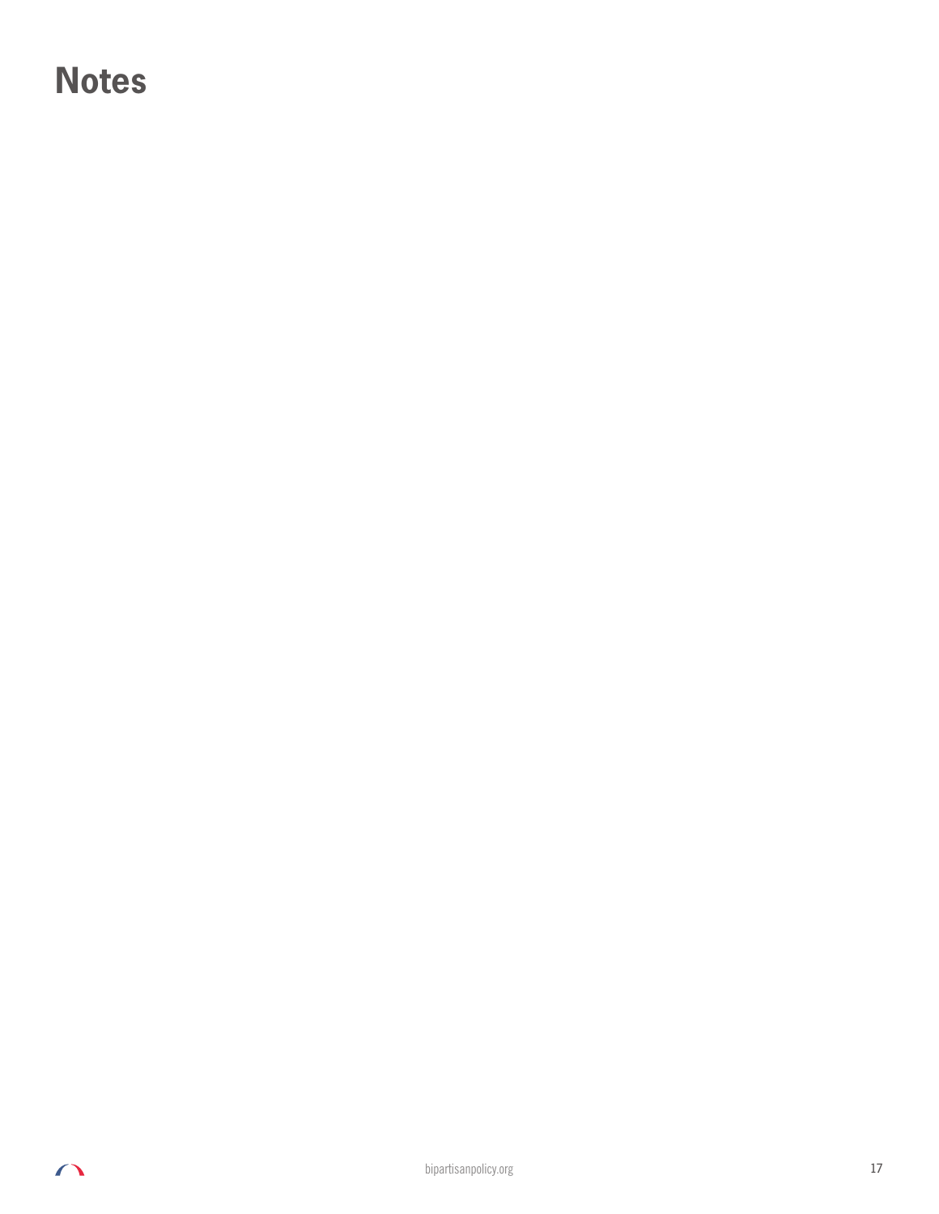# Notes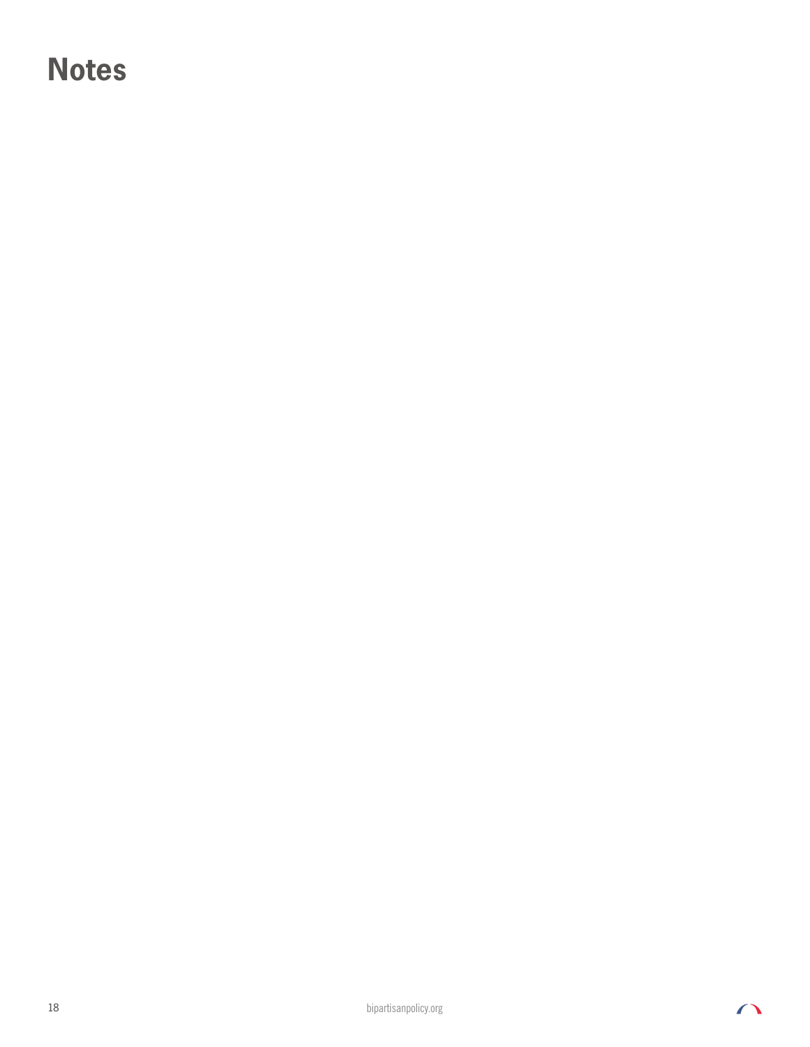# Notes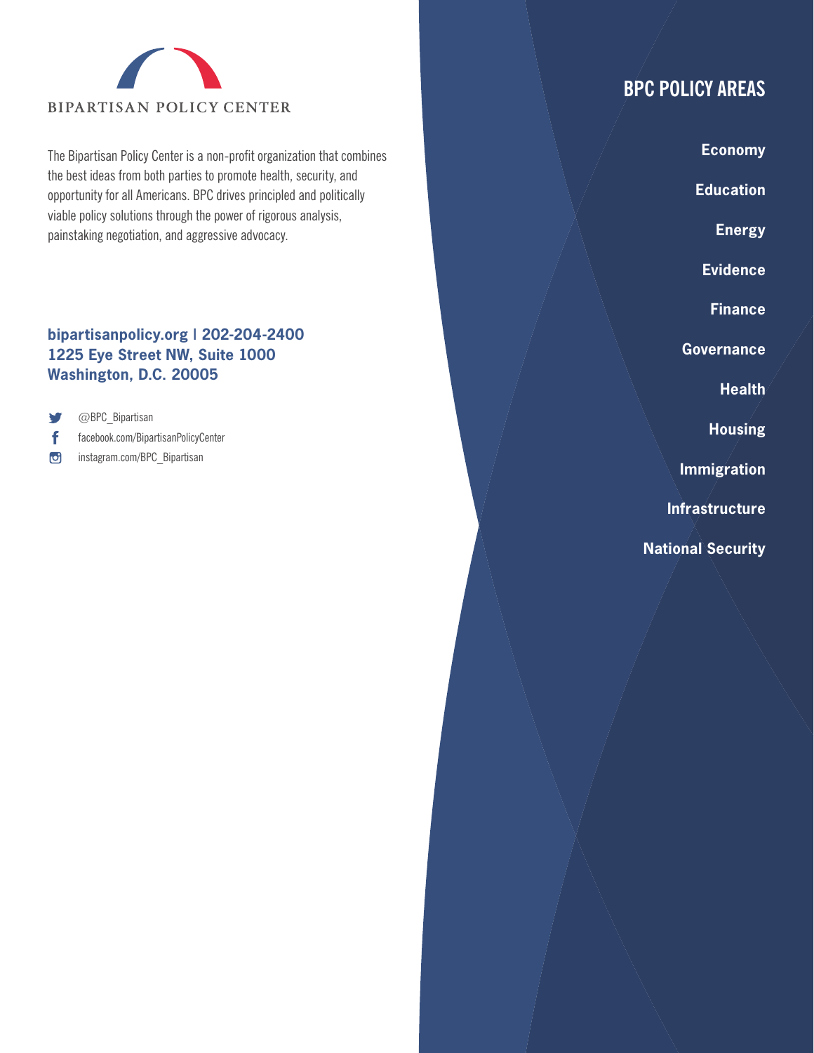BIPARTISAN POLICY CENTER

The Bipartisan Policy Center is a non-profit organization that combines the best ideas from both parties to promote health, security, and opportunity for all Americans. BPC drives principled and politically viable policy solutions through the power of rigorous analysis, painstaking negotiation, and aggressive advocacy.

**bipartisanpolicy.org | 202-204-2400**
**1225 Eye Street NW, Suite 1000**
**Washington, D.C. 20005**

@BPC_Bipartisan
facebook.com/BipartisanPolicyCenter
instagram.com/BPC_Bipartisan

## BPC POLICY AREAS

**Economy**

**Education**

**Energy**

**Evidence**

**Finance**

**Governance**

**Health**

**Housing**

**Immigration**

**Infrastructure**

**National Security**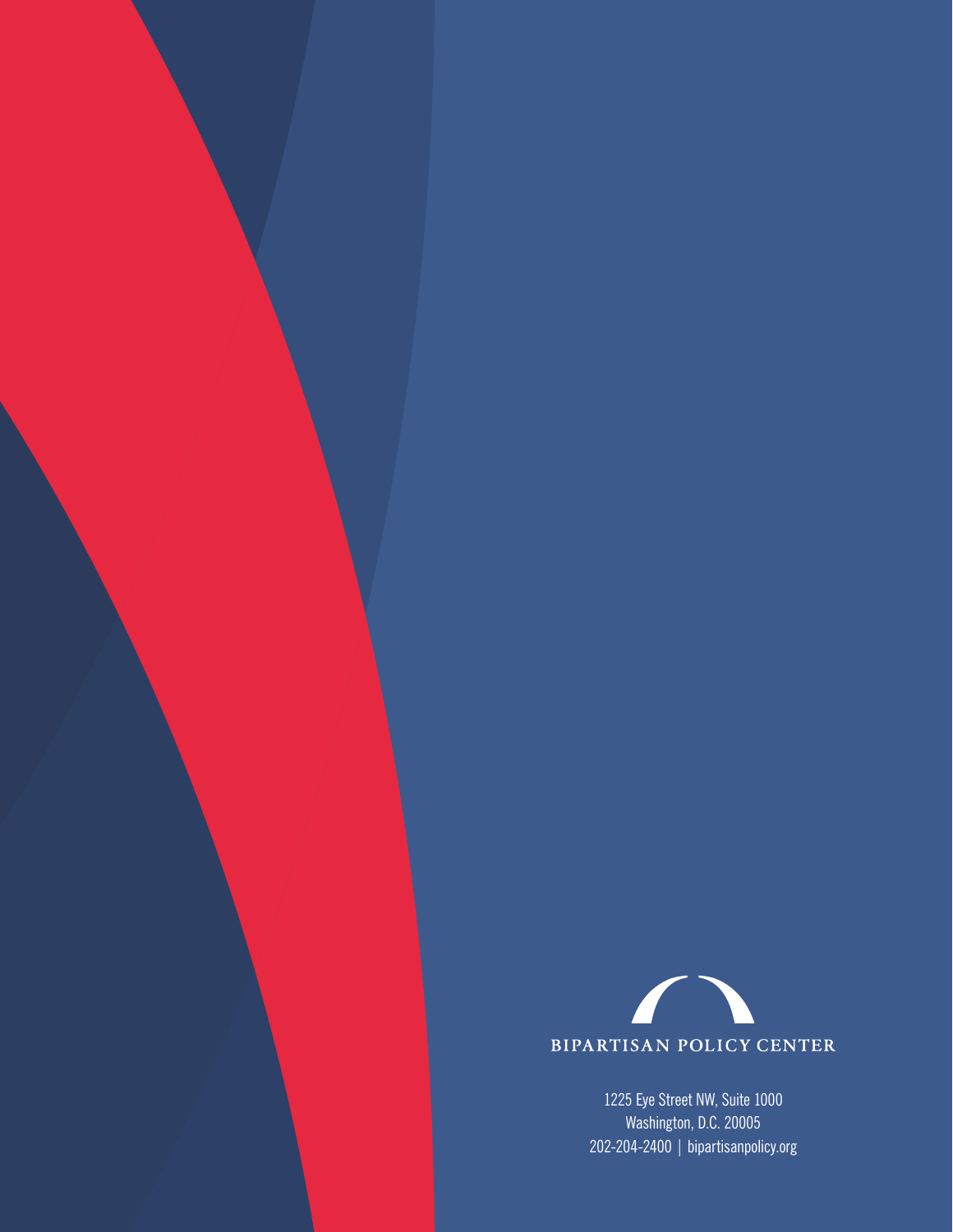BIPARTISAN POLICY CENTER

1225 Eye Street NW, Suite 1000
Washington, D.C. 20005
202-204-2400 | bipartisanpolicy.org